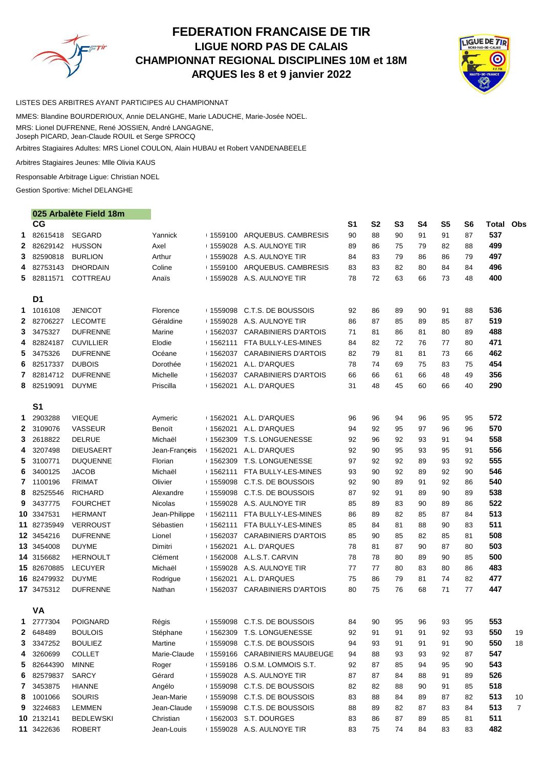# FEDERATION FRANCAISE DE TIR

## LIGUE NORD PAS DE CALAIS

## CHAMPIONNAT REGIONAL DISCIPLINES 10M et 18M

## ARQUES les 8 et 9 janvier 2022

LISTES DES ARBITRES AYANT PARTICIPES AU CHAMPIONNAT

MMES: Blandine BOURDERIOUX, Annie DELANGHE, Marie LADUCHE, Marie-Josée NOEL.

MRS: Lionel DUFRENNE, René JOSSIEN, André LANGAGNE,
Joseph PICARD, Jean-Claude ROUIL et Serge SPROCQ

Arbitres Stagiaires Adultes: MRS Lionel COULON, Alain HUBAU et Robert VANDENABEELE

Arbitres Stagiaires Jeunes: Mlle Olivia KAUS

Responsable Arbitrage Ligue: Christian NOEL

Gestion Sportive: Michel DELANGHE

### 025 Arbalète Field 18m

| | CG | | | | | S1 | S2 | S3 | S4 | S5 | S6 | Total | Obs |
|---|---|---|---|---|---|---|---|---|---|---|---|---|---|
| 1 | 82615418 | SEGARD | Yannick | 1559100 | ARQUEBUS. CAMBRESIS | 90 | 88 | 90 | 91 | 91 | 87 | **537** | |
| 2 | 82629142 | HUSSON | Axel | 1559028 | A.S. AULNOYE TIR | 89 | 86 | 75 | 79 | 82 | 88 | **499** | |
| 3 | 82590818 | BURLION | Arthur | 1559028 | A.S. AULNOYE TIR | 84 | 83 | 79 | 86 | 86 | 79 | **497** | |
| 4 | 82753143 | DHORDAIN | Coline | 1559100 | ARQUEBUS. CAMBRESIS | 83 | 83 | 82 | 80 | 84 | 84 | **496** | |
| 5 | 82811571 | COTTREAU | Anaïs | 1559028 | A.S. AULNOYE TIR | 78 | 72 | 63 | 66 | 73 | 48 | **400** | |
| | **D1** | | | | | | | | | | | | |
| 1 | 1016108 | JENICOT | Florence | 1559098 | C.T.S. DE BOUSSOIS | 92 | 86 | 89 | 90 | 91 | 88 | **536** | |
| 2 | 82706227 | LECOMTE | Géraldine | 1559028 | A.S. AULNOYE TIR | 86 | 87 | 85 | 89 | 85 | 87 | **519** | |
| 3 | 3475327 | DUFRENNE | Marine | 1562037 | CARABINIERS D'ARTOIS | 71 | 81 | 86 | 81 | 80 | 89 | **488** | |
| 4 | 82824187 | CUVILLIER | Elodie | 1562111 | FTA BULLY-LES-MINES | 84 | 82 | 72 | 76 | 77 | 80 | **471** | |
| 5 | 3475326 | DUFRENNE | Océane | 1562037 | CARABINIERS D'ARTOIS | 82 | 79 | 81 | 81 | 73 | 66 | **462** | |
| 6 | 82517337 | DUBOIS | Dorothée | 1562021 | A.L. D'ARQUES | 78 | 74 | 69 | 75 | 83 | 75 | **454** | |
| 7 | 82814712 | DUFRENNE | Michelle | 1562037 | CARABINIERS D'ARTOIS | 66 | 66 | 61 | 66 | 48 | 49 | **356** | |
| 8 | 82519091 | DUYME | Priscilla | 1562021 | A.L. D'ARQUES | 31 | 48 | 45 | 60 | 66 | 40 | **290** | |
| | **S1** | | | | | | | | | | | | |
| 1 | 2903288 | VIEQUE | Aymeric | 1562021 | A.L. D'ARQUES | 96 | 96 | 94 | 96 | 95 | 95 | **572** | |
| 2 | 3109076 | VASSEUR | Benoït | 1562021 | A.L. D'ARQUES | 94 | 92 | 95 | 97 | 96 | 96 | **570** | |
| 3 | 2618822 | DELRUE | Michaël | 1562309 | T.S. LONGUENESSE | 92 | 96 | 92 | 93 | 91 | 94 | **558** | |
| 4 | 3207498 | DIEUSAERT | Jean-François | 1562021 | A.L. D'ARQUES | 92 | 90 | 95 | 93 | 95 | 91 | **556** | |
| 5 | 3100771 | DUQUENNE | Florian | 1562309 | T.S. LONGUENESSE | 97 | 92 | 92 | 89 | 93 | 92 | **555** | |
| 6 | 3400125 | JACOB | Michaël | 1562111 | FTA BULLY-LES-MINES | 93 | 90 | 92 | 89 | 92 | 90 | **546** | |
| 7 | 1100196 | FRIMAT | Olivier | 1559098 | C.T.S. DE BOUSSOIS | 92 | 90 | 89 | 91 | 92 | 86 | **540** | |
| 8 | 82525546 | RICHARD | Alexandre | 1559098 | C.T.S. DE BOUSSOIS | 87 | 92 | 91 | 89 | 90 | 89 | **538** | |
| 9 | 3437775 | FOURCHET | Nicolas | 1559028 | A.S. AULNOYE TIR | 85 | 89 | 83 | 90 | 89 | 86 | **522** | |
| 10 | 3347531 | HERMANT | Jean-Philippe | 1562111 | FTA BULLY-LES-MINES | 86 | 89 | 82 | 85 | 87 | 84 | **513** | |
| 11 | 82735949 | VERROUST | Sébastien | 1562111 | FTA BULLY-LES-MINES | 85 | 84 | 81 | 88 | 90 | 83 | **511** | |
| 12 | 3454216 | DUFRENNE | Lionel | 1562037 | CARABINIERS D'ARTOIS | 85 | 90 | 85 | 82 | 85 | 81 | **508** | |
| 13 | 3454008 | DUYME | Dimitri | 1562021 | A.L. D'ARQUES | 78 | 81 | 87 | 90 | 87 | 80 | **503** | |
| 14 | 3156682 | HERNOULT | Clément | 1562008 | A.L.S.T. CARVIN | 78 | 78 | 80 | 89 | 90 | 85 | **500** | |
| 15 | 82670885 | LECUYER | Michaël | 1559028 | A.S. AULNOYE TIR | 77 | 77 | 80 | 83 | 80 | 86 | **483** | |
| 16 | 82479932 | DUYME | Rodrigue | 1562021 | A.L. D'ARQUES | 75 | 86 | 79 | 81 | 74 | 82 | **477** | |
| 17 | 3475312 | DUFRENNE | Nathan | 1562037 | CARABINIERS D'ARTOIS | 80 | 75 | 76 | 68 | 71 | 77 | **447** | |
| | **VA** | | | | | | | | | | | | |
| 1 | 2777304 | POIGNARD | Régis | 1559098 | C.T.S. DE BOUSSOIS | 84 | 90 | 95 | 96 | 93 | 95 | **553** | |
| 2 | 648489 | BOULOIS | Stéphane | 1562309 | T.S. LONGUENESSE | 92 | 91 | 91 | 91 | 92 | 93 | **550** | 19 |
| 3 | 3347252 | BOULIEZ | Martine | 1559098 | C.T.S. DE BOUSSOIS | 94 | 93 | 91 | 91 | 91 | 90 | **550** | 18 |
| 4 | 3260699 | COLLET | Marie-Claude | 1559166 | CARABINIERS MAUBEUGE | 94 | 88 | 93 | 93 | 92 | 87 | **547** | |
| 5 | 82644390 | MINNE | Roger | 1559186 | O.S.M. LOMMOIS S.T. | 92 | 87 | 85 | 94 | 95 | 90 | **543** | |
| 6 | 82579837 | SARCY | Gérard | 1559028 | A.S. AULNOYE TIR | 87 | 87 | 84 | 88 | 91 | 89 | **526** | |
| 7 | 3453875 | HIANNE | Angélo | 1559098 | C.T.S. DE BOUSSOIS | 82 | 82 | 88 | 90 | 91 | 85 | **518** | |
| 8 | 1001066 | SOURIS | Jean-Marie | 1559098 | C.T.S. DE BOUSSOIS | 83 | 88 | 84 | 89 | 87 | 82 | **513** | 10 |
| 9 | 3224683 | LEMMEN | Jean-Claude | 1559098 | C.T.S. DE BOUSSOIS | 88 | 89 | 82 | 87 | 83 | 84 | **513** | 7 |
| 10 | 2132141 | BEDLEWSKI | Christian | 1562003 | S.T. DOURGES | 83 | 86 | 87 | 89 | 85 | 81 | **511** | |
| 11 | 3422636 | ROBERT | Jean-Louis | 1559028 | A.S. AULNOYE TIR | 83 | 75 | 74 | 84 | 83 | 83 | **482** | |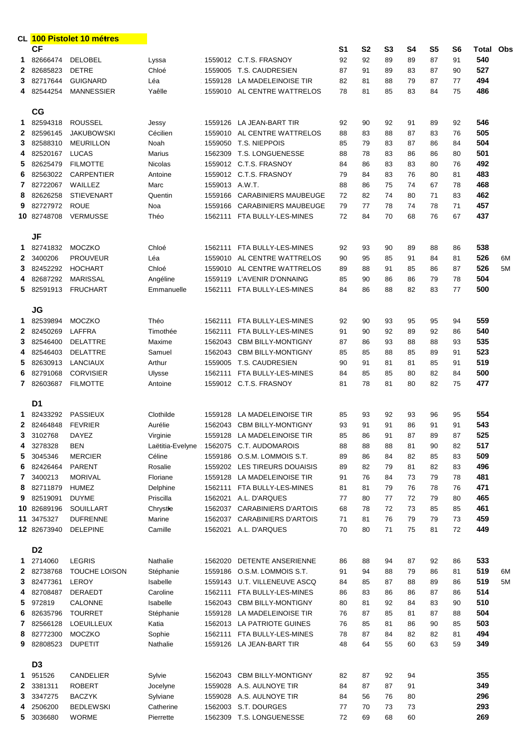CL **100 Pistolet 10 mètres**

| CL | | | | | | S1 | S2 | S3 | S4 | S5 | S6 | Total | Obs |
|---|---|---|---|---|---|---|---|---|---|---|---|---|---|
| **CF** | | | | | | | | | | | | | |
| 1 | 82666474 | DELOBEL | Lyssa | 1559012 | C.T.S. FRASNOY | 92 | 92 | 89 | 89 | 87 | 91 | **540** | |
| 2 | 82685823 | DETRE | Chloé | 1559005 | T.S. CAUDRESIEN | 87 | 91 | 89 | 83 | 87 | 90 | **527** | |
| 3 | 82717644 | GUIGNARD | Léa | 1559128 | LA MADELEINOISE TIR | 82 | 81 | 88 | 79 | 87 | 77 | **494** | |
| 4 | 82544254 | MANNESSIER | Yaêlle | 1559010 | AL CENTRE WATTRELOS | 78 | 81 | 85 | 83 | 84 | 75 | **486** | |
| **CG** | | | | | | | | | | | | | |
| 1 | 82594318 | ROUSSEL | Jessy | 1559126 | LA JEAN-BART TIR | 92 | 90 | 92 | 91 | 89 | 92 | **546** | |
| 2 | 82596145 | JAKUBOWSKI | Cécilien | 1559010 | AL CENTRE WATTRELOS | 88 | 83 | 88 | 87 | 83 | 76 | **505** | |
| 3 | 82588310 | MEURILLON | Noah | 1559050 | T.S. NIEPPOIS | 85 | 79 | 83 | 87 | 86 | 84 | **504** | |
| 4 | 82520167 | LUCAS | Marius | 1562309 | T.S. LONGUENESSE | 88 | 78 | 83 | 86 | 86 | 80 | **501** | |
| 5 | 82625479 | FILMOTTE | Nicolas | 1559012 | C.T.S. FRASNOY | 84 | 86 | 83 | 83 | 80 | 76 | **492** | |
| 6 | 82563022 | CARPENTIER | Antoine | 1559012 | C.T.S. FRASNOY | 79 | 84 | 83 | 76 | 80 | 81 | **483** | |
| 7 | 82722067 | WAILLEZ | Marc | 1559013 | A.W.T. | 88 | 86 | 75 | 74 | 67 | 78 | **468** | |
| 8 | 82626258 | STIEVENART | Quentin | 1559166 | CARABINIERS MAUBEUGE | 72 | 82 | 74 | 80 | 71 | 83 | **462** | |
| 9 | 82727972 | ROUE | Noa | 1559166 | CARABINIERS MAUBEUGE | 79 | 77 | 78 | 74 | 78 | 71 | **457** | |
| 10 | 82748708 | VERMUSSE | Théo | 1562111 | FTA BULLY-LES-MINES | 72 | 84 | 70 | 68 | 76 | 67 | **437** | |
| **JF** | | | | | | | | | | | | | |
| 1 | 82741832 | MOCZKO | Chloé | 1562111 | FTA BULLY-LES-MINES | 92 | 93 | 90 | 89 | 88 | 86 | **538** | |
| 2 | 3400206 | PROUVEUR | Léa | 1559010 | AL CENTRE WATTRELOS | 90 | 95 | 85 | 91 | 84 | 81 | **526** | 6M |
| 3 | 82452292 | HOCHART | Chloé | 1559010 | AL CENTRE WATTRELOS | 89 | 88 | 91 | 85 | 86 | 87 | **526** | 5M |
| 4 | 82687292 | MARISSAL | Angéline | 1559119 | L'AVENIR D'ONNAING | 85 | 90 | 86 | 86 | 79 | 78 | **504** | |
| 5 | 82591913 | FRUCHART | Emmanuelle | 1562111 | FTA BULLY-LES-MINES | 84 | 86 | 88 | 82 | 83 | 77 | **500** | |
| **JG** | | | | | | | | | | | | | |
| 1 | 82539894 | MOCZKO | Théo | 1562111 | FTA BULLY-LES-MINES | 92 | 90 | 93 | 95 | 95 | 94 | **559** | |
| 2 | 82450269 | LAFFRA | Timothée | 1562111 | FTA BULLY-LES-MINES | 91 | 90 | 92 | 89 | 92 | 86 | **540** | |
| 3 | 82546400 | DELATTRE | Maxime | 1562043 | CBM BILLY-MONTIGNY | 87 | 86 | 93 | 88 | 88 | 93 | **535** | |
| 4 | 82546403 | DELATTRE | Samuel | 1562043 | CBM BILLY-MONTIGNY | 85 | 85 | 88 | 85 | 89 | 91 | **523** | |
| 5 | 82630913 | LANCIAUX | Arthur | 1559005 | T.S. CAUDRESIEN | 90 | 91 | 81 | 81 | 85 | 91 | **519** | |
| 6 | 82791068 | CORVISIER | Ulysse | 1562111 | FTA BULLY-LES-MINES | 84 | 85 | 85 | 80 | 82 | 84 | **500** | |
| 7 | 82603687 | FILMOTTE | Antoine | 1559012 | C.T.S. FRASNOY | 81 | 78 | 81 | 80 | 82 | 75 | **477** | |
| **D1** | | | | | | | | | | | | | |
| 1 | 82433292 | PASSIEUX | Clothilde | 1559128 | LA MADELEINOISE TIR | 85 | 93 | 92 | 93 | 96 | 95 | **554** | |
| 2 | 82464848 | FEVRIER | Aurélie | 1562043 | CBM BILLY-MONTIGNY | 93 | 91 | 91 | 86 | 91 | 91 | **543** | |
| 3 | 3102768 | DAYEZ | Virginie | 1559128 | LA MADELEINOISE TIR | 85 | 86 | 91 | 87 | 89 | 87 | **525** | |
| 4 | 3278328 | BEN | Laëtitia-Evelyne | 1562075 | C.T. AUDOMAROIS | 88 | 88 | 88 | 81 | 90 | 82 | **517** | |
| 5 | 3045346 | MERCIER | Céline | 1559186 | O.S.M. LOMMOIS S.T. | 89 | 86 | 84 | 82 | 85 | 83 | **509** | |
| 6 | 82426464 | PARENT | Rosalie | 1559202 | LES TIREURS DOUAISIS | 89 | 82 | 79 | 81 | 82 | 83 | **496** | |
| 7 | 3400213 | MORIVAL | Floriane | 1559128 | LA MADELEINOISE TIR | 91 | 76 | 84 | 73 | 79 | 78 | **481** | |
| 8 | 82711879 | HUMEZ | Delphine | 1562111 | FTA BULLY-LES-MINES | 81 | 81 | 79 | 76 | 78 | 76 | **471** | |
| 9 | 82519091 | DUYME | Priscilla | 1562021 | A.L. D'ARQUES | 77 | 80 | 77 | 72 | 79 | 80 | **465** | |
| 10 | 82689196 | SOUILLART | Chrystie | 1562037 | CARABINIERS D'ARTOIS | 68 | 78 | 72 | 73 | 85 | 85 | **461** | |
| 11 | 3475327 | DUFRENNE | Marine | 1562037 | CARABINIERS D'ARTOIS | 71 | 81 | 76 | 79 | 79 | 73 | **459** | |
| 12 | 82673940 | DELEPINE | Camille | 1562021 | A.L. D'ARQUES | 70 | 80 | 71 | 75 | 81 | 72 | **449** | |
| **D2** | | | | | | | | | | | | | |
| 1 | 2714060 | LEGRIS | Nathalie | 1562020 | DETENTE ANSERIENNE | 86 | 88 | 94 | 87 | 92 | 86 | **533** | |
| 2 | 82738768 | TOUCHE LOISON | Stéphanie | 1559186 | O.S.M. LOMMOIS S.T. | 91 | 94 | 88 | 79 | 86 | 81 | **519** | 6M |
| 3 | 82477361 | LEROY | Isabelle | 1559143 | U.T. VILLENEUVE ASCQ | 84 | 85 | 87 | 88 | 89 | 86 | **519** | 5M |
| 4 | 82708487 | DERAEDT | Caroline | 1562111 | FTA BULLY-LES-MINES | 86 | 83 | 86 | 86 | 87 | 86 | **514** | |
| 5 | 972819 | CALONNE | Isabelle | 1562043 | CBM BILLY-MONTIGNY | 80 | 81 | 92 | 84 | 83 | 90 | **510** | |
| 6 | 82635796 | TOURRET | Stéphanie | 1559128 | LA MADELEINOISE TIR | 76 | 87 | 85 | 81 | 87 | 88 | **504** | |
| 7 | 82566128 | LOEUILLEUX | Katia | 1562013 | LA PATRIOTE GUINES | 76 | 85 | 81 | 86 | 90 | 85 | **503** | |
| 8 | 82772300 | MOCZKO | Sophie | 1562111 | FTA BULLY-LES-MINES | 78 | 87 | 84 | 82 | 82 | 81 | **494** | |
| 9 | 82808523 | DUPETIT | Nathalie | 1559126 | LA JEAN-BART TIR | 48 | 64 | 55 | 60 | 63 | 59 | **349** | |
| **D3** | | | | | | | | | | | | | |
| 1 | 951526 | CANDELIER | Sylvie | 1562043 | CBM BILLY-MONTIGNY | 82 | 87 | 92 | 94 | | | **355** | |
| 2 | 3381311 | ROBERT | Jocelyne | 1559028 | A.S. AULNOYE TIR | 84 | 87 | 87 | 91 | | | **349** | |
| 3 | 3347275 | BACZYK | Sylviane | 1559028 | A.S. AULNOYE TIR | 84 | 56 | 76 | 80 | | | **296** | |
| 4 | 2506200 | BEDLEWSKI | Catherine | 1562003 | S.T. DOURGES | 77 | 70 | 73 | 73 | | | **293** | |
| 5 | 3036680 | WORME | Pierrette | 1562309 | T.S. LONGUENESSE | 72 | 69 | 68 | 60 | | | **269** | |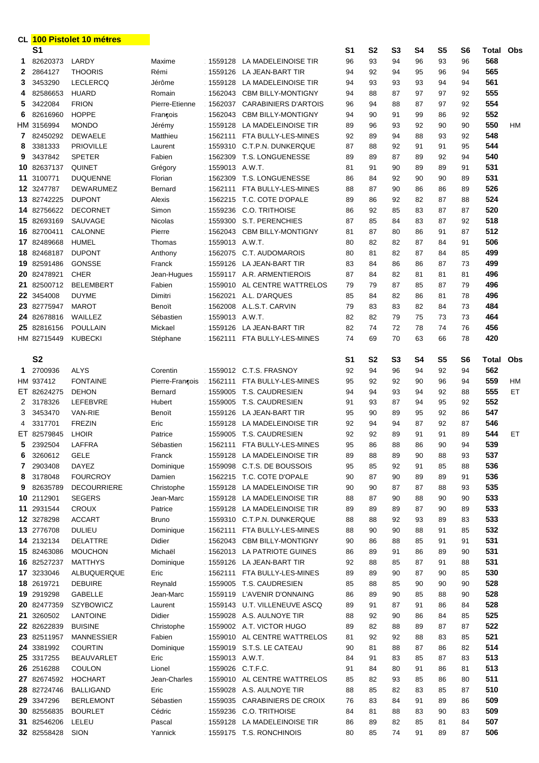**CL 100 Pistolet 10 mètres**

| CL | S1 | | | | | S1 | S2 | S3 | S4 | S5 | S6 | Total | Obs |
|---|---|---|---|---|---|---|---|---|---|---|---|---|---|
| 1 | 82620373 | LARDY | Maxime | 1559128 | LA MADELEINOISE TIR | 96 | 93 | 94 | 96 | 93 | 96 | **568** | |
| 2 | 2864127 | THOORIS | Rémi | 1559126 | LA JEAN-BART TIR | 94 | 92 | 94 | 95 | 96 | 94 | **565** | |
| 3 | 3453290 | LECLERCQ | Jérôme | 1559128 | LA MADELEINOISE TIR | 94 | 93 | 93 | 93 | 94 | 94 | **561** | |
| 4 | 82586653 | HUARD | Romain | 1562043 | CBM BILLY-MONTIGNY | 94 | 88 | 87 | 97 | 97 | 92 | **555** | |
| 5 | 3422084 | FRION | Pierre-Etienne | 1562037 | CARABINIERS D'ARTOIS | 96 | 94 | 88 | 87 | 97 | 92 | **554** | |
| 6 | 82616960 | HOPPE | François | 1562043 | CBM BILLY-MONTIGNY | 94 | 90 | 91 | 99 | 86 | 92 | **552** | |
| HM | 3156994 | MONDO | Jérémy | 1559128 | LA MADELEINOISE TIR | 89 | 96 | 93 | 92 | 90 | 90 | **550** | HM |
| 7 | 82450292 | DEWAELE | Matthieu | 1562111 | FTA BULLY-LES-MINES | 92 | 89 | 94 | 88 | 93 | 92 | **548** | |
| 8 | 3381333 | PRIOVILLE | Laurent | 1559310 | C.T.P.N. DUNKERQUE | 87 | 88 | 92 | 91 | 91 | 95 | **544** | |
| 9 | 3437842 | SPETER | Fabien | 1562309 | T.S. LONGUENESSE | 89 | 89 | 87 | 89 | 92 | 94 | **540** | |
| 10 | 82637137 | QUINET | Grégory | 1559013 | A.W.T. | 81 | 91 | 90 | 89 | 89 | 91 | **531** | |
| 11 | 3100771 | DUQUENNE | Florian | 1562309 | T.S. LONGUENESSE | 86 | 84 | 92 | 90 | 90 | 89 | **531** | |
| 12 | 3247787 | DEWARUMEZ | Bernard | 1562111 | FTA BULLY-LES-MINES | 88 | 87 | 90 | 86 | 86 | 89 | **526** | |
| 13 | 82742225 | DUPONT | Alexis | 1562215 | T.C. COTE D'OPALE | 89 | 86 | 92 | 82 | 87 | 88 | **524** | |
| 14 | 82756622 | DECORNET | Simon | 1559236 | C.O. TRITHOISE | 86 | 92 | 85 | 83 | 87 | 87 | **520** | |
| 15 | 82693169 | SAUVAGE | Nicolas | 1559300 | S.T. PERENCHIES | 87 | 85 | 84 | 83 | 87 | 92 | **518** | |
| 16 | 82700411 | CALONNE | Pierre | 1562043 | CBM BILLY-MONTIGNY | 81 | 87 | 80 | 86 | 91 | 87 | **512** | |
| 17 | 82489668 | HUMEL | Thomas | 1559013 | A.W.T. | 80 | 82 | 82 | 87 | 84 | 91 | **506** | |
| 18 | 82468187 | DUPONT | Anthony | 1562075 | C.T. AUDOMAROIS | 80 | 81 | 82 | 87 | 84 | 85 | **499** | |
| 19 | 82591486 | GONSSE | Franck | 1559126 | LA JEAN-BART TIR | 83 | 84 | 86 | 86 | 87 | 73 | **499** | |
| 20 | 82478921 | CHER | Jean-Hugues | 1559117 | A.R. ARMENTIEROIS | 87 | 84 | 82 | 81 | 81 | 81 | **496** | |
| 21 | 82500712 | BELEMBERT | Fabien | 1559010 | AL CENTRE WATTRELOS | 79 | 79 | 87 | 85 | 87 | 79 | **496** | |
| 22 | 3454008 | DUYME | Dimitri | 1562021 | A.L. D'ARQUES | 85 | 84 | 82 | 86 | 81 | 78 | **496** | |
| 23 | 82775947 | MAROT | Benoït | 1562008 | A.L.S.T. CARVIN | 79 | 83 | 83 | 82 | 84 | 73 | **484** | |
| 24 | 82678816 | WAILLEZ | Sébastien | 1559013 | A.W.T. | 82 | 82 | 79 | 75 | 73 | 73 | **464** | |
| 25 | 82816156 | POULLAIN | Mickael | 1559126 | LA JEAN-BART TIR | 82 | 74 | 72 | 78 | 74 | 76 | **456** | |
| HM | 82715449 | KUBECKI | Stéphane | 1562111 | FTA BULLY-LES-MINES | 74 | 69 | 70 | 63 | 66 | 78 | **420** | |

| CL | S2 | | | | | S1 | S2 | S3 | S4 | S5 | S6 | Total | Obs |
|---|---|---|---|---|---|---|---|---|---|---|---|---|---|
| 1 | 2700936 | ALYS | Corentin | 1559012 | C.T.S. FRASNOY | 92 | 94 | 96 | 94 | 92 | 94 | **562** | |
| HM | 937412 | FONTAINE | Pierre-François | 1562111 | FTA BULLY-LES-MINES | 95 | 92 | 92 | 90 | 96 | 94 | **559** | HM |
| ET | 82624275 | DEHON | Bernard | 1559005 | T.S. CAUDRESIEN | 94 | 94 | 93 | 94 | 92 | 88 | **555** | ET |
| 2 | 3178326 | LEFEBVRE | Hubert | 1559005 | T.S. CAUDRESIEN | 91 | 93 | 87 | 94 | 95 | 92 | **552** | |
| 3 | 3453470 | VAN-RIE | Benoït | 1559126 | LA JEAN-BART TIR | 95 | 90 | 89 | 95 | 92 | 86 | **547** | |
| 4 | 3317701 | FREZIN | Eric | 1559128 | LA MADELEINOISE TIR | 92 | 94 | 94 | 87 | 92 | 87 | **546** | |
| ET | 82579845 | LHOIR | Patrice | 1559005 | T.S. CAUDRESIEN | 92 | 92 | 89 | 91 | 91 | 89 | **544** | ET |
| 5 | 2392504 | LAFFRA | Sébastien | 1562111 | FTA BULLY-LES-MINES | 95 | 86 | 88 | 86 | 90 | 94 | **539** | |
| 6 | 3260612 | GELE | Franck | 1559128 | LA MADELEINOISE TIR | 89 | 88 | 89 | 90 | 88 | 93 | **537** | |
| 7 | 2903408 | DAYEZ | Dominique | 1559098 | C.T.S. DE BOUSSOIS | 95 | 85 | 92 | 91 | 85 | 88 | **536** | |
| 8 | 3178048 | FOURCROY | Damien | 1562215 | T.C. COTE D'OPALE | 90 | 87 | 90 | 89 | 89 | 91 | **536** | |
| 9 | 82635789 | DECOURRIERE | Christophe | 1559128 | LA MADELEINOISE TIR | 90 | 90 | 87 | 87 | 88 | 93 | **535** | |
| 10 | 2112901 | SEGERS | Jean-Marc | 1559128 | LA MADELEINOISE TIR | 88 | 87 | 90 | 88 | 90 | 90 | **533** | |
| 11 | 2931544 | CROUX | Patrice | 1559128 | LA MADELEINOISE TIR | 89 | 89 | 89 | 87 | 90 | 89 | **533** | |
| 12 | 3278298 | ACCART | Bruno | 1559310 | C.T.P.N. DUNKERQUE | 88 | 88 | 92 | 93 | 89 | 83 | **533** | |
| 13 | 2776708 | DULIEU | Dominique | 1562111 | FTA BULLY-LES-MINES | 88 | 90 | 90 | 88 | 91 | 85 | **532** | |
| 14 | 2132134 | DELATTRE | Didier | 1562043 | CBM BILLY-MONTIGNY | 90 | 86 | 88 | 85 | 91 | 91 | **531** | |
| 15 | 82463086 | MOUCHON | Michaël | 1562013 | LA PATRIOTE GUINES | 86 | 89 | 91 | 86 | 89 | 90 | **531** | |
| 16 | 82527237 | MATTHYS | Dominique | 1559126 | LA JEAN-BART TIR | 92 | 88 | 85 | 87 | 91 | 88 | **531** | |
| 17 | 3233046 | ALBUQUERQUE | Eric | 1562111 | FTA BULLY-LES-MINES | 89 | 89 | 90 | 87 | 90 | 85 | **530** | |
| 18 | 2619721 | DEBUIRE | Reynald | 1559005 | T.S. CAUDRESIEN | 85 | 88 | 85 | 90 | 90 | 90 | **528** | |
| 19 | 2919298 | GABELLE | Jean-Marc | 1559119 | L'AVENIR D'ONNAING | 86 | 89 | 90 | 85 | 88 | 90 | **528** | |
| 20 | 82477359 | SZYBOWICZ | Laurent | 1559143 | U.T. VILLENEUVE ASCQ | 89 | 91 | 87 | 91 | 86 | 84 | **528** | |
| 21 | 3260502 | LANTOINE | Didier | 1559028 | A.S. AULNOYE TIR | 88 | 92 | 90 | 86 | 84 | 85 | **525** | |
| 22 | 82622839 | BUISINE | Christophe | 1559002 | A.T. VICTOR HUGO | 89 | 82 | 88 | 89 | 87 | 87 | **522** | |
| 23 | 82511957 | MANNESSIER | Fabien | 1559010 | AL CENTRE WATTRELOS | 81 | 92 | 92 | 88 | 83 | 85 | **521** | |
| 24 | 3381992 | COURTIN | Dominique | 1559019 | S.T.S. LE CATEAU | 90 | 81 | 88 | 87 | 86 | 82 | **514** | |
| 25 | 3317255 | BEAUVARLET | Eric | 1559013 | A.W.T. | 84 | 91 | 83 | 85 | 87 | 83 | **513** | |
| 26 | 2516288 | COULON | Lionel | 1559026 | C.T.F.C. | 91 | 84 | 80 | 91 | 86 | 81 | **513** | |
| 27 | 82674592 | HOCHART | Jean-Charles | 1559010 | AL CENTRE WATTRELOS | 85 | 82 | 93 | 85 | 86 | 80 | **511** | |
| 28 | 82724746 | BALLIGAND | Eric | 1559028 | A.S. AULNOYE TIR | 88 | 85 | 82 | 83 | 85 | 87 | **510** | |
| 29 | 3347296 | BERLEMONT | Sébastien | 1559035 | CARABINIERS DE CROIX | 76 | 83 | 84 | 91 | 89 | 86 | **509** | |
| 30 | 82556835 | BOURLET | Cédric | 1559236 | C.O. TRITHOISE | 84 | 81 | 88 | 83 | 90 | 83 | **509** | |
| 31 | 82546206 | LELEU | Pascal | 1559128 | LA MADELEINOISE TIR | 86 | 89 | 82 | 85 | 81 | 84 | **507** | |
| 32 | 82558428 | SION | Yannick | 1559175 | T.S. RONCHINOIS | 80 | 85 | 74 | 91 | 89 | 87 | **506** | |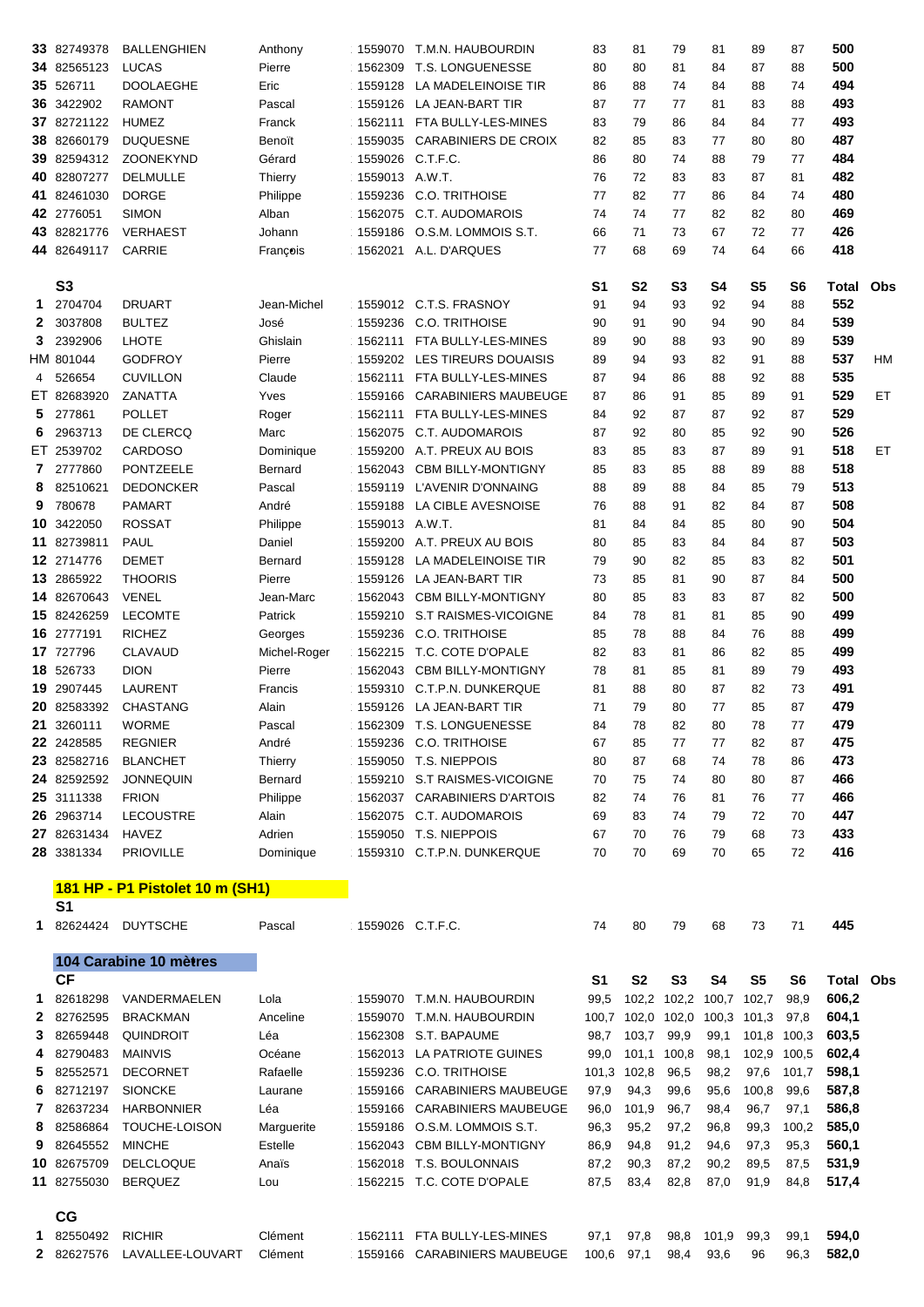| | | | | | | | | | | | | | |
|---|---|---|---|---|---|---|---|---|---|---|---|---|---|
| 33 | 82749378 | BALLENGHIEN | Anthony | 1559070 | T.M.N. HAUBOURDIN | 83 | 81 | 79 | 81 | 89 | 87 | 500 | |
| 34 | 82565123 | LUCAS | Pierre | 1562309 | T.S. LONGUENESSE | 80 | 80 | 81 | 84 | 87 | 88 | 500 | |
| 35 | 526711 | DOOLAEGHE | Eric | 1559128 | LA MADELEINOISE TIR | 86 | 88 | 74 | 84 | 88 | 74 | 494 | |
| 36 | 3422902 | RAMONT | Pascal | 1559126 | LA JEAN-BART TIR | 87 | 77 | 77 | 81 | 83 | 88 | 493 | |
| 37 | 82721122 | HUMEZ | Franck | 1562111 | FTA BULLY-LES-MINES | 83 | 79 | 86 | 84 | 84 | 77 | 493 | |
| 38 | 82660179 | DUQUESNE | Benoït | 1559035 | CARABINIERS DE CROIX | 82 | 85 | 83 | 77 | 80 | 80 | 487 | |
| 39 | 82594312 | ZOONEKYND | Gérard | 1559026 | C.T.F.C. | 86 | 80 | 74 | 88 | 79 | 77 | 484 | |
| 40 | 82807277 | DELMULLE | Thierry | 1559013 | A.W.T. | 76 | 72 | 83 | 83 | 87 | 81 | 482 | |
| 41 | 82461030 | DORGE | Philippe | 1559236 | C.O. TRITHOISE | 77 | 82 | 77 | 86 | 84 | 74 | 480 | |
| 42 | 2776051 | SIMON | Alban | 1562075 | C.T. AUDOMAROIS | 74 | 74 | 77 | 82 | 82 | 80 | 469 | |
| 43 | 82821776 | VERHAEST | Johann | 1559186 | O.S.M. LOMMOIS S.T. | 66 | 71 | 73 | 67 | 72 | 77 | 426 | |
| 44 | 82649117 | CARRIE | François | 1562021 | A.L. D'ARQUES | 77 | 68 | 69 | 74 | 64 | 66 | 418 | |

| | S3 | | | | | S1 | S2 | S3 | S4 | S5 | S6 | Total | Obs |
|---|---|---|---|---|---|---|---|---|---|---|---|---|---|
| 1 | 2704704 | DRUART | Jean-Michel | 1559012 | C.T.S. FRASNOY | 91 | 94 | 93 | 92 | 94 | 88 | 552 | |
| 2 | 3037808 | BULTEZ | José | 1559236 | C.O. TRITHOISE | 90 | 91 | 90 | 94 | 90 | 84 | 539 | |
| 3 | 2392906 | LHOTE | Ghislain | 1562111 | FTA BULLY-LES-MINES | 89 | 90 | 88 | 93 | 90 | 89 | 539 | |
| HM | 801044 | GODFROY | Pierre | 1559202 | LES TIREURS DOUAISIS | 89 | 94 | 93 | 82 | 91 | 88 | 537 | HM |
| 4 | 526654 | CUVILLON | Claude | 1562111 | FTA BULLY-LES-MINES | 87 | 94 | 86 | 88 | 92 | 88 | 535 | |
| ET | 82683920 | ZANATTA | Yves | 1559166 | CARABINIERS MAUBEUGE | 87 | 86 | 91 | 85 | 89 | 91 | 529 | ET |
| 5 | 277861 | POLLET | Roger | 1562111 | FTA BULLY-LES-MINES | 84 | 92 | 87 | 87 | 92 | 87 | 529 | |
| 6 | 2963713 | DE CLERCQ | Marc | 1562075 | C.T. AUDOMAROIS | 87 | 92 | 80 | 85 | 92 | 90 | 526 | |
| ET | 2539702 | CARDOSO | Dominique | 1559200 | A.T. PREUX AU BOIS | 83 | 85 | 83 | 87 | 89 | 91 | 518 | ET |
| 7 | 2777860 | PONTZEELE | Bernard | 1562043 | CBM BILLY-MONTIGNY | 85 | 83 | 85 | 88 | 89 | 88 | 518 | |
| 8 | 82510621 | DEDONCKER | Pascal | 1559119 | L'AVENIR D'ONNAING | 88 | 89 | 88 | 84 | 85 | 79 | 513 | |
| 9 | 780678 | PAMART | André | 1559188 | LA CIBLE AVESNOISE | 76 | 88 | 91 | 82 | 84 | 87 | 508 | |
| 10 | 3422050 | ROSSAT | Philippe | 1559013 | A.W.T. | 81 | 84 | 84 | 85 | 80 | 90 | 504 | |
| 11 | 82739811 | PAUL | Daniel | 1559200 | A.T. PREUX AU BOIS | 80 | 85 | 83 | 84 | 84 | 87 | 503 | |
| 12 | 2714776 | DEMET | Bernard | 1559128 | LA MADELEINOISE TIR | 79 | 90 | 82 | 85 | 83 | 82 | 501 | |
| 13 | 2865922 | THOORIS | Pierre | 1559126 | LA JEAN-BART TIR | 73 | 85 | 81 | 90 | 87 | 84 | 500 | |
| 14 | 82670643 | VENEL | Jean-Marc | 1562043 | CBM BILLY-MONTIGNY | 80 | 85 | 83 | 83 | 87 | 82 | 500 | |
| 15 | 82426259 | LECOMTE | Patrick | 1559210 | S.T RAISMES-VICOIGNE | 84 | 78 | 81 | 81 | 85 | 90 | 499 | |
| 16 | 2777191 | RICHEZ | Georges | 1559236 | C.O. TRITHOISE | 85 | 78 | 88 | 84 | 76 | 88 | 499 | |
| 17 | 727796 | CLAVAUD | Michel-Roger | 1562215 | T.C. COTE D'OPALE | 82 | 83 | 81 | 86 | 82 | 85 | 499 | |
| 18 | 526733 | DION | Pierre | 1562043 | CBM BILLY-MONTIGNY | 78 | 81 | 85 | 81 | 89 | 79 | 493 | |
| 19 | 2907445 | LAURENT | Francis | 1559310 | C.T.P.N. DUNKERQUE | 81 | 88 | 80 | 87 | 82 | 73 | 491 | |
| 20 | 82583392 | CHASTANG | Alain | 1559126 | LA JEAN-BART TIR | 71 | 79 | 80 | 77 | 85 | 87 | 479 | |
| 21 | 3260111 | WORME | Pascal | 1562309 | T.S. LONGUENESSE | 84 | 78 | 82 | 80 | 78 | 77 | 479 | |
| 22 | 2428585 | REGNIER | André | 1559236 | C.O. TRITHOISE | 67 | 85 | 77 | 77 | 82 | 87 | 475 | |
| 23 | 82582716 | BLANCHET | Thierry | 1559050 | T.S. NIEPPOIS | 80 | 87 | 68 | 74 | 78 | 86 | 473 | |
| 24 | 82592592 | JONNEQUIN | Bernard | 1559210 | S.T RAISMES-VICOIGNE | 70 | 75 | 74 | 80 | 80 | 87 | 466 | |
| 25 | 3111338 | FRION | Philippe | 1562037 | CARABINIERS D'ARTOIS | 82 | 74 | 76 | 81 | 76 | 77 | 466 | |
| 26 | 2963714 | LECOUSTRE | Alain | 1562075 | C.T. AUDOMAROIS | 69 | 83 | 74 | 79 | 72 | 70 | 447 | |
| 27 | 82631434 | HAVEZ | Adrien | 1559050 | T.S. NIEPPOIS | 67 | 70 | 76 | 79 | 68 | 73 | 433 | |
| 28 | 3381334 | PRIOVILLE | Dominique | 1559310 | C.T.P.N. DUNKERQUE | 70 | 70 | 69 | 70 | 65 | 72 | 416 | |

**181 HP - P1 Pistolet 10 m (SH1)**

| | S1 | | | | | | | | | | | | |
|---|---|---|---|---|---|---|---|---|---|---|---|---|---|
| 1 | 82624424 | DUYTSCHE | Pascal | 1559026 | C.T.F.C. | 74 | 80 | 79 | 68 | 73 | 71 | 445 | |

**104 Carabine 10 mètres**

| | CF | | | | | S1 | S2 | S3 | S4 | S5 | S6 | Total | Obs |
|---|---|---|---|---|---|---|---|---|---|---|---|---|---|
| 1 | 82618298 | VANDERMAELEN | Lola | 1559070 | T.M.N. HAUBOURDIN | 99,5 | 102,2 | 102,2 | 100,7 | 102,7 | 98,9 | 606,2 | |
| 2 | 82762595 | BRACKMAN | Anceline | 1559070 | T.M.N. HAUBOURDIN | 100,7 | 102,0 | 102,0 | 100,3 | 101,3 | 97,8 | 604,1 | |
| 3 | 82659448 | QUINDROIT | Léa | 1562308 | S.T. BAPAUME | 98,7 | 103,7 | 99,9 | 99,1 | 101,8 | 100,3 | 603,5 | |
| 4 | 82790483 | MAINVIS | Océane | 1562013 | LA PATRIOTE GUINES | 99,0 | 101,1 | 100,8 | 98,1 | 102,9 | 100,5 | 602,4 | |
| 5 | 82552571 | DECORNET | Rafaelle | 1559236 | C.O. TRITHOISE | 101,3 | 102,8 | 96,5 | 98,2 | 97,6 | 101,7 | 598,1 | |
| 6 | 82712197 | SIONCKE | Laurane | 1559166 | CARABINIERS MAUBEUGE | 97,9 | 94,3 | 99,6 | 95,6 | 100,8 | 99,6 | 587,8 | |
| 7 | 82637234 | HARBONNIER | Léa | 1559166 | CARABINIERS MAUBEUGE | 96,0 | 101,9 | 96,7 | 98,4 | 96,7 | 97,1 | 586,8 | |
| 8 | 82586864 | TOUCHE-LOISON | Marguerite | 1559186 | O.S.M. LOMMOIS S.T. | 96,3 | 95,2 | 97,2 | 96,8 | 99,3 | 100,2 | 585,0 | |
| 9 | 82645552 | MINCHE | Estelle | 1562043 | CBM BILLY-MONTIGNY | 86,9 | 94,8 | 91,2 | 94,6 | 97,3 | 95,3 | 560,1 | |
| 10 | 82675709 | DELCLOQUE | Anaïs | 1562018 | T.S. BOULONNAIS | 87,2 | 90,3 | 87,2 | 90,2 | 89,5 | 87,5 | 531,9 | |
| 11 | 82755030 | BERQUEZ | Lou | 1562215 | T.C. COTE D'OPALE | 87,5 | 83,4 | 82,8 | 87,0 | 91,9 | 84,8 | 517,4 | |

| | CG | | | | | | | | | | | | |
|---|---|---|---|---|---|---|---|---|---|---|---|---|---|
| 1 | 82550492 | RICHIR | Clément | 1562111 | FTA BULLY-LES-MINES | 97,1 | 97,8 | 98,8 | 101,9 | 99,3 | 99,1 | 594,0 | |
| 2 | 82627576 | LAVALLEE-LOUVART | Clément | 1559166 | CARABINIERS MAUBEUGE | 100,6 | 97,1 | 98,4 | 93,6 | 96 | 96,3 | 582,0 | |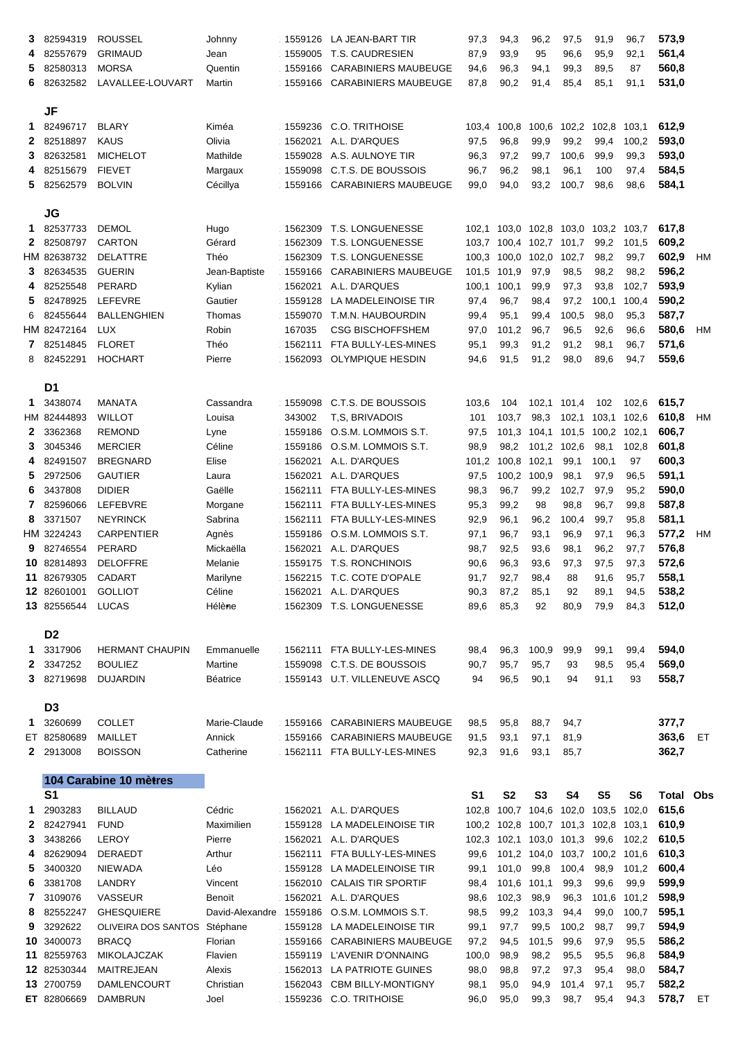| | | | | | | | | | | | | | |
|---|---|---|---|---|---|---|---|---|---|---|---|---|---|
| 3 | 82594319 | ROUSSEL | Johnny | 1559126 | LA JEAN-BART TIR | 97,3 | 94,3 | 96,2 | 97,5 | 91,9 | 96,7 | **573,9** | |
| 4 | 82557679 | GRIMAUD | Jean | 1559005 | T.S. CAUDRESIEN | 87,9 | 93,9 | 95 | 96,6 | 95,9 | 92,1 | **561,4** | |
| 5 | 82580313 | MORSA | Quentin | 1559166 | CARABINIERS MAUBEUGE | 94,6 | 96,3 | 94,1 | 99,3 | 89,5 | 87 | **560,8** | |
| 6 | 82632582 | LAVALLEE-LOUVART | Martin | 1559166 | CARABINIERS MAUBEUGE | 87,8 | 90,2 | 91,4 | 85,4 | 85,1 | 91,1 | **531,0** | |
| | **JF** | | | | | | | | | | | | |
| 1 | 82496717 | BLARY | Kiméa | 1559236 | C.O. TRITHOISE | 103,4 | 100,8 | 100,6 | 102,2 | 102,8 | 103,1 | **612,9** | |
| 2 | 82518897 | KAUS | Olivia | 1562021 | A.L. D'ARQUES | 97,5 | 96,8 | 99,9 | 99,2 | 99,4 | 100,2 | **593,0** | |
| 3 | 82632581 | MICHELOT | Mathilde | 1559028 | A.S. AULNOYE TIR | 96,3 | 97,2 | 99,7 | 100,6 | 99,9 | 99,3 | **593,0** | |
| 4 | 82515679 | FIEVET | Margaux | 1559098 | C.T.S. DE BOUSSOIS | 96,7 | 96,2 | 98,1 | 96,1 | 100 | 97,4 | **584,5** | |
| 5 | 82562579 | BOLVIN | Cécillya | 1559166 | CARABINIERS MAUBEUGE | 99,0 | 94,0 | 93,2 | 100,7 | 98,6 | 98,6 | **584,1** | |
| | **JG** | | | | | | | | | | | | |
| 1 | 82537733 | DEMOL | Hugo | 1562309 | T.S. LONGUENESSE | 102,1 | 103,0 | 102,8 | 103,0 | 103,2 | 103,7 | **617,8** | |
| 2 | 82508797 | CARTON | Gérard | 1562309 | T.S. LONGUENESSE | 103,7 | 100,4 | 102,7 | 101,7 | 99,2 | 101,5 | **609,2** | |
| HM | 82638732 | DELATTRE | Théo | 1562309 | T.S. LONGUENESSE | 100,3 | 100,0 | 102,0 | 102,7 | 98,2 | 99,7 | **602,9** | HM |
| 3 | 82634535 | GUERIN | Jean-Baptiste | 1559166 | CARABINIERS MAUBEUGE | 101,5 | 101,9 | 97,9 | 98,5 | 98,2 | 98,2 | **596,2** | |
| 4 | 82525548 | PERARD | Kylian | 1562021 | A.L. D'ARQUES | 100,1 | 100,1 | 99,9 | 97,3 | 93,8 | 102,7 | **593,9** | |
| 5 | 82478925 | LEFEVRE | Gautier | 1559128 | LA MADELEINOISE TIR | 97,4 | 96,7 | 98,4 | 97,2 | 100,1 | 100,4 | **590,2** | |
| 6 | 82455644 | BALLENGHIEN | Thomas | 1559070 | T.M.N. HAUBOURDIN | 99,4 | 95,1 | 99,4 | 100,5 | 98,0 | 95,3 | **587,7** | |
| HM | 82472164 | LUX | Robin | 167035 | CSG BISCHOFFSHEM | 97,0 | 101,2 | 96,7 | 96,5 | 92,6 | 96,6 | **580,6** | HM |
| 7 | 82514845 | FLORET | Théo | 1562111 | FTA BULLY-LES-MINES | 95,1 | 99,3 | 91,2 | 91,2 | 98,1 | 96,7 | **571,6** | |
| 8 | 82452291 | HOCHART | Pierre | 1562093 | OLYMPIQUE HESDIN | 94,6 | 91,5 | 91,2 | 98,0 | 89,6 | 94,7 | **559,6** | |
| | **D1** | | | | | | | | | | | | |
| 1 | 3438074 | MANATA | Cassandra | 1559098 | C.T.S. DE BOUSSOIS | 103,6 | 104 | 102,1 | 101,4 | 102 | 102,6 | **615,7** | |
| HM | 82444893 | WILLOT | Louisa | 343002 | T,S, BRIVADOIS | 101 | 103,7 | 98,3 | 102,1 | 103,1 | 102,6 | **610,8** | HM |
| 2 | 3362368 | REMOND | Lyne | 1559186 | O.S.M. LOMMOIS S.T. | 97,5 | 101,3 | 104,1 | 101,5 | 100,2 | 102,1 | **606,7** | |
| 3 | 3045346 | MERCIER | Céline | 1559186 | O.S.M. LOMMOIS S.T. | 98,9 | 98,2 | 101,2 | 102,6 | 98,1 | 102,8 | **601,8** | |
| 4 | 82491507 | BREGNARD | Elise | 1562021 | A.L. D'ARQUES | 101,2 | 100,8 | 102,1 | 99,1 | 100,1 | 97 | **600,3** | |
| 5 | 2972506 | GAUTIER | Laura | 1562021 | A.L. D'ARQUES | 97,5 | 100,2 | 100,9 | 98,1 | 97,9 | 96,5 | **591,1** | |
| 6 | 3437808 | DIDIER | Gaëlle | 1562111 | FTA BULLY-LES-MINES | 98,3 | 96,7 | 99,2 | 102,7 | 97,9 | 95,2 | **590,0** | |
| 7 | 82596066 | LEFEBVRE | Morgane | 1562111 | FTA BULLY-LES-MINES | 95,3 | 99,2 | 98 | 98,8 | 96,7 | 99,8 | **587,8** | |
| 8 | 3371507 | NEYRINCK | Sabrina | 1562111 | FTA BULLY-LES-MINES | 92,9 | 96,1 | 96,2 | 100,4 | 99,7 | 95,8 | **581,1** | |
| HM | 3224243 | CARPENTIER | Agnès | 1559186 | O.S.M. LOMMOIS S.T. | 97,1 | 96,7 | 93,1 | 96,9 | 97,1 | 96,3 | **577,2** | HM |
| 9 | 82746554 | PERARD | Mickaëlla | 1562021 | A.L. D'ARQUES | 98,7 | 92,5 | 93,6 | 98,1 | 96,2 | 97,7 | **576,8** | |
| 10 | 82814893 | DELOFFRE | Melanie | 1559175 | T.S. RONCHINOIS | 90,6 | 96,3 | 93,6 | 97,3 | 97,5 | 97,3 | **572,6** | |
| 11 | 82679305 | CADART | Marilyne | 1562215 | T.C. COTE D'OPALE | 91,7 | 92,7 | 98,4 | 88 | 91,6 | 95,7 | **558,1** | |
| 12 | 82601001 | GOLLIOT | Céline | 1562021 | A.L. D'ARQUES | 90,3 | 87,2 | 85,1 | 92 | 89,1 | 94,5 | **538,2** | |
| 13 | 82556544 | LUCAS | Hélène | 1562309 | T.S. LONGUENESSE | 89,6 | 85,3 | 92 | 80,9 | 79,9 | 84,3 | **512,0** | |
| | **D2** | | | | | | | | | | | | |
| 1 | 3317906 | HERMANT CHAUPIN | Emmanuelle | 1562111 | FTA BULLY-LES-MINES | 98,4 | 96,3 | 100,9 | 99,9 | 99,1 | 99,4 | **594,0** | |
| 2 | 3347252 | BOULIEZ | Martine | 1559098 | C.T.S. DE BOUSSOIS | 90,7 | 95,7 | 95,7 | 93 | 98,5 | 95,4 | **569,0** | |
| 3 | 82719698 | DUJARDIN | Béatrice | 1559143 | U.T. VILLENEUVE ASCQ | 94 | 96,5 | 90,1 | 94 | 91,1 | 93 | **558,7** | |
| | **D3** | | | | | | | | | | | | |
| 1 | 3260699 | COLLET | Marie-Claude | 1559166 | CARABINIERS MAUBEUGE | 98,5 | 95,8 | 88,7 | 94,7 | | | **377,7** | |
| ET | 82580689 | MAILLET | Annick | 1559166 | CARABINIERS MAUBEUGE | 91,5 | 93,1 | 97,1 | 81,9 | | | **363,6** | ET |
| 2 | 2913008 | BOISSON | Catherine | 1562111 | FTA BULLY-LES-MINES | 92,3 | 91,6 | 93,1 | 85,7 | | | **362,7** | |

**104 Carabine 10 mètres**

| | **S1** | | | | | **S1** | **S2** | **S3** | **S4** | **S5** | **S6** | **Total** | **Obs** |
|---|---|---|---|---|---|---|---|---|---|---|---|---|---|
| 1 | 2903283 | BILLAUD | Cédric | 1562021 | A.L. D'ARQUES | 102,8 | 100,7 | 104,6 | 102,0 | 103,5 | 102,0 | **615,6** | |
| 2 | 82427941 | FUND | Maximilien | 1559128 | LA MADELEINOISE TIR | 100,2 | 102,8 | 100,7 | 101,3 | 102,8 | 103,1 | **610,9** | |
| 3 | 3438266 | LEROY | Pierre | 1562021 | A.L. D'ARQUES | 102,3 | 102,1 | 103,0 | 101,3 | 99,6 | 102,2 | **610,5** | |
| 4 | 82629094 | DERAEDT | Arthur | 1562111 | FTA BULLY-LES-MINES | 99,6 | 101,2 | 104,0 | 103,7 | 100,2 | 101,6 | **610,3** | |
| 5 | 3400320 | NIEWADA | Léo | 1559128 | LA MADELEINOISE TIR | 99,1 | 101,0 | 99,8 | 100,4 | 98,9 | 101,2 | **600,4** | |
| 6 | 3381708 | LANDRY | Vincent | 1562010 | CALAIS TIR SPORTIF | 98,4 | 101,6 | 101,1 | 99,3 | 99,6 | 99,9 | **599,9** | |
| 7 | 3109076 | VASSEUR | Benoït | 1562021 | A.L. D'ARQUES | 98,6 | 102,3 | 98,9 | 96,3 | 101,6 | 101,2 | **598,9** | |
| 8 | 82552247 | GHESQUIERE | David-Alexandre | 1559186 | O.S.M. LOMMOIS S.T. | 98,5 | 99,2 | 103,3 | 94,4 | 99,0 | 100,7 | **595,1** | |
| 9 | 3292622 | OLIVEIRA DOS SANTOS | Stéphane | 1559128 | LA MADELEINOISE TIR | 99,1 | 97,7 | 99,5 | 100,2 | 98,7 | 99,7 | **594,9** | |
| 10 | 3400073 | BRACQ | Florian | 1559166 | CARABINIERS MAUBEUGE | 97,2 | 94,5 | 101,5 | 99,6 | 97,9 | 95,5 | **586,2** | |
| 11 | 82559763 | MIKOLAJCZAK | Flavien | 1559119 | L'AVENIR D'ONNAING | 100,0 | 98,9 | 98,2 | 95,5 | 95,5 | 96,8 | **584,9** | |
| 12 | 82530344 | MAITREJEAN | Alexis | 1562013 | LA PATRIOTE GUINES | 98,0 | 98,8 | 97,2 | 97,3 | 95,4 | 98,0 | **584,7** | |
| 13 | 2700759 | DAMLENCOURT | Christian | 1562043 | CBM BILLY-MONTIGNY | 98,1 | 95,0 | 94,9 | 101,4 | 97,1 | 95,7 | **582,2** | |
| ET | 82806669 | DAMBRUN | Joel | 1559236 | C.O. TRITHOISE | 96,0 | 95,0 | 99,3 | 98,7 | 95,4 | 94,3 | **578,7** | ET |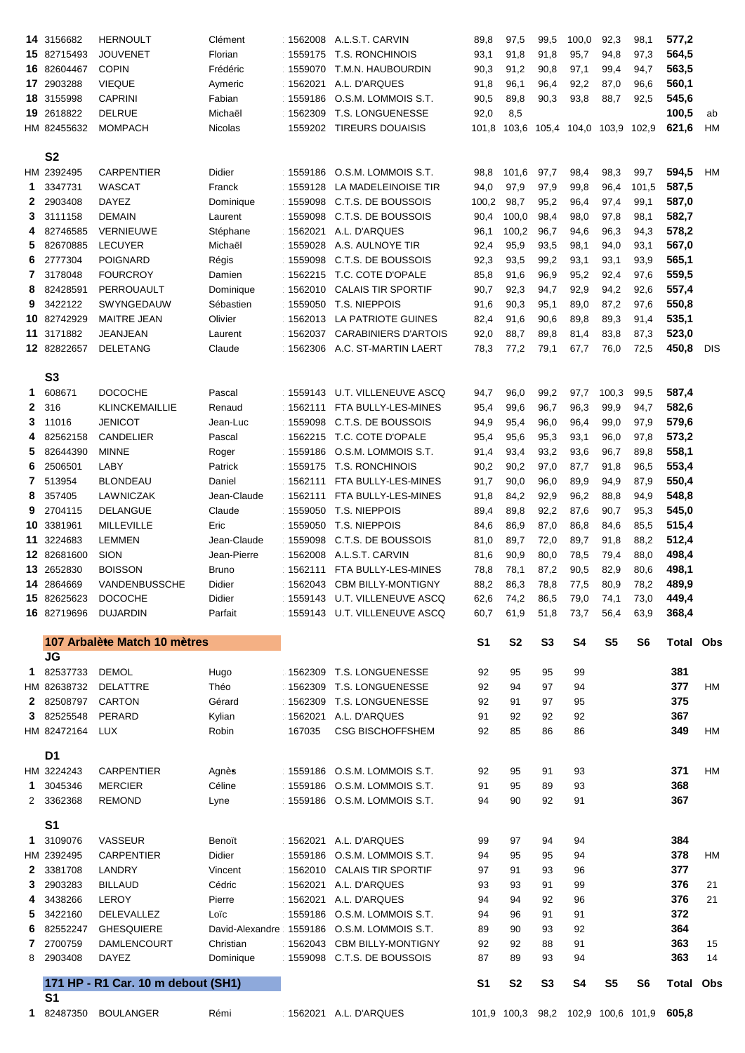| | | | | | | | | | | | | | |
|---|---|---|---|---|---|---|---|---|---|---|---|---|---|
| 14 | 3156682 | HERNOULT | Clément | 1562008 | A.L.S.T. CARVIN | 89,8 | 97,5 | 99,5 | 100,0 | 92,3 | 98,1 | 577,2 | |
| 15 | 82715493 | JOUVENET | Florian | 1559175 | T.S. RONCHINOIS | 93,1 | 91,8 | 91,8 | 95,7 | 94,8 | 97,3 | 564,5 | |
| 16 | 82604467 | COPIN | Frédéric | 1559070 | T.M.N. HAUBOURDIN | 90,3 | 91,2 | 90,8 | 97,1 | 99,4 | 94,7 | 563,5 | |
| 17 | 2903288 | VIEQUE | Aymeric | 1562021 | A.L. D'ARQUES | 91,8 | 96,1 | 96,4 | 92,2 | 87,0 | 96,6 | 560,1 | |
| 18 | 3155998 | CAPRINI | Fabian | 1559186 | O.S.M. LOMMOIS S.T. | 90,5 | 89,8 | 90,3 | 93,8 | 88,7 | 92,5 | 545,6 | |
| 19 | 2618822 | DELRUE | Michaël | 1562309 | T.S. LONGUENESSE | 92,0 | 8,5 | | | | | 100,5 | ab |
| HM | 82455632 | MOMPACH | Nicolas | 1559202 | TIREURS DOUAISIS | 101,8 | 103,6 | 105,4 | 104,0 | 103,9 | 102,9 | 621,6 | HM |

**S2**

| | | | | | | | | | | | | | |
|---|---|---|---|---|---|---|---|---|---|---|---|---|---|
| HM | 2392495 | CARPENTIER | Didier | 1559186 | O.S.M. LOMMOIS S.T. | 98,8 | 101,6 | 97,7 | 98,4 | 98,3 | 99,7 | 594,5 | HM |
| 1 | 3347731 | WASCAT | Franck | 1559128 | LA MADELEINOISE TIR | 94,0 | 97,9 | 97,9 | 99,8 | 96,4 | 101,5 | 587,5 | |
| 2 | 2903408 | DAYEZ | Dominique | 1559098 | C.T.S. DE BOUSSOIS | 100,2 | 98,7 | 95,2 | 96,4 | 97,4 | 99,1 | 587,0 | |
| 3 | 3111158 | DEMAIN | Laurent | 1559098 | C.T.S. DE BOUSSOIS | 90,4 | 100,0 | 98,4 | 98,0 | 97,8 | 98,1 | 582,7 | |
| 4 | 82746585 | VERNIEUWE | Stéphane | 1562021 | A.L. D'ARQUES | 96,1 | 100,2 | 96,7 | 94,6 | 96,3 | 94,3 | 578,2 | |
| 5 | 82670885 | LECUYER | Michaël | 1559028 | A.S. AULNOYE TIR | 92,4 | 95,9 | 93,5 | 98,1 | 94,0 | 93,1 | 567,0 | |
| 6 | 2777304 | POIGNARD | Régis | 1559098 | C.T.S. DE BOUSSOIS | 92,3 | 93,5 | 99,2 | 93,1 | 93,1 | 93,9 | 565,1 | |
| 7 | 3178048 | FOURCROY | Damien | 1562215 | T.C. COTE D'OPALE | 85,8 | 91,6 | 96,9 | 95,2 | 92,4 | 97,6 | 559,5 | |
| 8 | 82428591 | PERROUAULT | Dominique | 1562010 | CALAIS TIR SPORTIF | 90,7 | 92,3 | 94,7 | 92,9 | 94,2 | 92,6 | 557,4 | |
| 9 | 3422122 | SWYNGEDAUW | Sébastien | 1559050 | T.S. NIEPPOIS | 91,6 | 90,3 | 95,1 | 89,0 | 87,2 | 97,6 | 550,8 | |
| 10 | 82742929 | MAITRE JEAN | Olivier | 1562013 | LA PATRIOTE GUINES | 82,4 | 91,6 | 90,6 | 89,8 | 89,3 | 91,4 | 535,1 | |
| 11 | 3171882 | JEANJEAN | Laurent | 1562037 | CARABINIERS D'ARTOIS | 92,0 | 88,7 | 89,8 | 81,4 | 83,8 | 87,3 | 523,0 | |
| 12 | 82822657 | DELETANG | Claude | 1562306 | A.C. ST-MARTIN LAERT | 78,3 | 77,2 | 79,1 | 67,7 | 76,0 | 72,5 | 450,8 | DIS |

**S3**

| | | | | | | | | | | | | | |
|---|---|---|---|---|---|---|---|---|---|---|---|---|---|
| 1 | 608671 | DOCOCHE | Pascal | 1559143 | U.T. VILLENEUVE ASCQ | 94,7 | 96,0 | 99,2 | 97,7 | 100,3 | 99,5 | 587,4 | |
| 2 | 316 | KLINCKEMAILLIE | Renaud | 1562111 | FTA BULLY-LES-MINES | 95,4 | 99,6 | 96,7 | 96,3 | 99,9 | 94,7 | 582,6 | |
| 3 | 11016 | JENICOT | Jean-Luc | 1559098 | C.T.S. DE BOUSSOIS | 94,9 | 95,4 | 96,0 | 96,4 | 99,0 | 97,9 | 579,6 | |
| 4 | 82562158 | CANDELIER | Pascal | 1562215 | T.C. COTE D'OPALE | 95,4 | 95,6 | 95,3 | 93,1 | 96,0 | 97,8 | 573,2 | |
| 5 | 82644390 | MINNE | Roger | 1559186 | O.S.M. LOMMOIS S.T. | 91,4 | 93,4 | 93,2 | 93,6 | 96,7 | 89,8 | 558,1 | |
| 6 | 2506501 | LABY | Patrick | 1559175 | T.S. RONCHINOIS | 90,2 | 90,2 | 97,0 | 87,7 | 91,8 | 96,5 | 553,4 | |
| 7 | 513954 | BLONDEAU | Daniel | 1562111 | FTA BULLY-LES-MINES | 91,7 | 90,0 | 96,0 | 89,9 | 94,9 | 87,9 | 550,4 | |
| 8 | 357405 | LAWNICZAK | Jean-Claude | 1562111 | FTA BULLY-LES-MINES | 91,8 | 84,2 | 92,9 | 96,2 | 88,8 | 94,9 | 548,8 | |
| 9 | 2704115 | DELANGUE | Claude | 1559050 | T.S. NIEPPOIS | 89,4 | 89,8 | 92,2 | 87,6 | 90,7 | 95,3 | 545,0 | |
| 10 | 3381961 | MILLEVILLE | Eric | 1559050 | T.S. NIEPPOIS | 84,6 | 86,9 | 87,0 | 86,8 | 84,6 | 85,5 | 515,4 | |
| 11 | 3224683 | LEMMEN | Jean-Claude | 1559098 | C.T.S. DE BOUSSOIS | 81,0 | 89,7 | 72,0 | 89,7 | 91,8 | 88,2 | 512,4 | |
| 12 | 82681600 | SION | Jean-Pierre | 1562008 | A.L.S.T. CARVIN | 81,6 | 90,9 | 80,0 | 78,5 | 79,4 | 88,0 | 498,4 | |
| 13 | 2652830 | BOISSON | Bruno | 1562111 | FTA BULLY-LES-MINES | 78,8 | 78,1 | 87,2 | 90,5 | 82,9 | 80,6 | 498,1 | |
| 14 | 2864669 | VANDENBUSSCHE | Didier | 1562043 | CBM BILLY-MONTIGNY | 88,2 | 86,3 | 78,8 | 77,5 | 80,9 | 78,2 | 489,9 | |
| 15 | 82625623 | DOCOCHE | Didier | 1559143 | U.T. VILLENEUVE ASCQ | 62,6 | 74,2 | 86,5 | 79,0 | 74,1 | 73,0 | 449,4 | |
| 16 | 82719696 | DUJARDIN | Parfait | 1559143 | U.T. VILLENEUVE ASCQ | 60,7 | 61,9 | 51,8 | 73,7 | 56,4 | 63,9 | 368,4 | |

## 107 Arbalète Match 10 mètres

**JG**

| | | | | | | S1 | S2 | S3 | S4 | S5 | S6 | Total | Obs |
|---|---|---|---|---|---|---|---|---|---|---|---|---|---|
| 1 | 82537733 | DEMOL | Hugo | 1562309 | T.S. LONGUENESSE | 92 | 95 | 95 | 99 | | | 381 | |
| HM | 82638732 | DELATTRE | Théo | 1562309 | T.S. LONGUENESSE | 92 | 94 | 97 | 94 | | | 377 | HM |
| 2 | 82508797 | CARTON | Gérard | 1562309 | T.S. LONGUENESSE | 92 | 91 | 97 | 95 | | | 375 | |
| 3 | 82525548 | PERARD | Kylian | 1562021 | A.L. D'ARQUES | 91 | 92 | 92 | 92 | | | 367 | |
| HM | 82472164 | LUX | Robin | 167035 | CSG BISCHOFFSHEM | 92 | 85 | 86 | 86 | | | 349 | HM |

**D1**

| | | | | | | | | | | | | | |
|---|---|---|---|---|---|---|---|---|---|---|---|---|---|
| HM | 3224243 | CARPENTIER | Agnès | 1559186 | O.S.M. LOMMOIS S.T. | 92 | 95 | 91 | 93 | | | 371 | HM |
| 1 | 3045346 | MERCIER | Céline | 1559186 | O.S.M. LOMMOIS S.T. | 91 | 95 | 89 | 93 | | | 368 | |
| 2 | 3362368 | REMOND | Lyne | 1559186 | O.S.M. LOMMOIS S.T. | 94 | 90 | 92 | 91 | | | 367 | |

**S1**

| | | | | | | | | | | | | | |
|---|---|---|---|---|---|---|---|---|---|---|---|---|---|
| 1 | 3109076 | VASSEUR | Benoït | 1562021 | A.L. D'ARQUES | 99 | 97 | 94 | 94 | | | 384 | |
| HM | 2392495 | CARPENTIER | Didier | 1559186 | O.S.M. LOMMOIS S.T. | 94 | 95 | 95 | 94 | | | 378 | HM |
| 2 | 3381708 | LANDRY | Vincent | 1562010 | CALAIS TIR SPORTIF | 97 | 91 | 93 | 96 | | | 377 | |
| 3 | 2903283 | BILLAUD | Cédric | 1562021 | A.L. D'ARQUES | 93 | 93 | 91 | 99 | | | 376 | 21 |
| 4 | 3438266 | LEROY | Pierre | 1562021 | A.L. D'ARQUES | 94 | 94 | 92 | 96 | | | 376 | 21 |
| 5 | 3422160 | DELEVALLEZ | Loïc | 1559186 | O.S.M. LOMMOIS S.T. | 94 | 96 | 91 | 91 | | | 372 | |
| 6 | 82552247 | GHESQUIERE | David-Alexandre | 1559186 | O.S.M. LOMMOIS S.T. | 89 | 90 | 93 | 92 | | | 364 | |
| 7 | 2700759 | DAMLENCOURT | Christian | 1562043 | CBM BILLY-MONTIGNY | 92 | 92 | 88 | 91 | | | 363 | 15 |
| 8 | 2903408 | DAYEZ | Dominique | 1559098 | C.T.S. DE BOUSSOIS | 87 | 89 | 93 | 94 | | | 363 | 14 |

## 171 HP - R1 Car. 10 m debout (SH1)

**S1**

| | | | | | | S1 | S2 | S3 | S4 | S5 | S6 | Total | Obs |
|---|---|---|---|---|---|---|---|---|---|---|---|---|---|
| 1 | 82487350 | BOULANGER | Rémi | 1562021 | A.L. D'ARQUES | 101,9 | 100,3 | 98,2 | 102,9 | 100,6 | 101,9 | 605,8 | |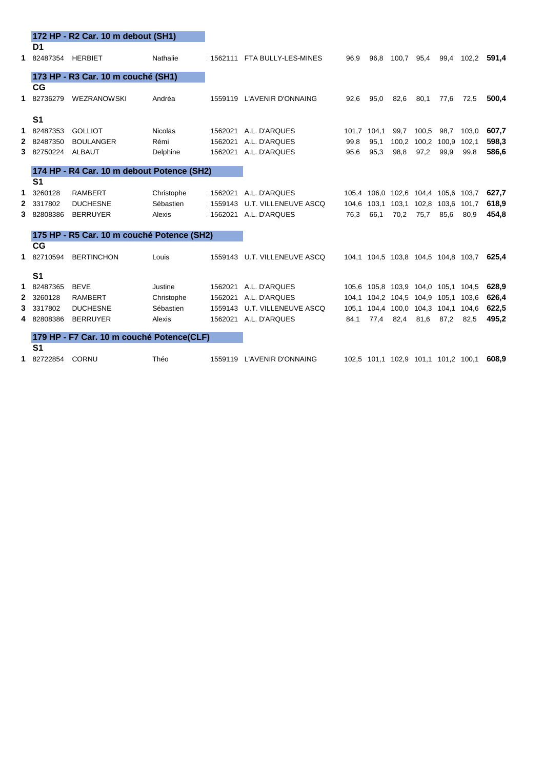## 172 HP - R2 Car. 10 m debout (SH1)

**D1**

| | | | | | | | | | | | | |
|---|---|---|---|---|---|---|---|---|---|---|---|---|
| **1** | 82487354 | HERBIET | Nathalie | 1562111 | FTA BULLY-LES-MINES | 96,9 | 96,8 | 100,7 | 95,4 | 99,4 | 102,2 | **591,4** |

## 173 HP - R3 Car. 10 m couché (SH1)

**CG**

| | | | | | | | | | | | | |
|---|---|---|---|---|---|---|---|---|---|---|---|---|
| **1** | 82736279 | WEZRANOWSKI | Andréa | 1559119 | L'AVENIR D'ONNAING | 92,6 | 95,0 | 82,6 | 80,1 | 77,6 | 72,5 | **500,4** |

**S1**

| | | | | | | | | | | | | |
|---|---|---|---|---|---|---|---|---|---|---|---|---|
| **1** | 82487353 | GOLLIOT | Nicolas | 1562021 | A.L. D'ARQUES | 101,7 | 104,1 | 99,7 | 100,5 | 98,7 | 103,0 | **607,7** |
| **2** | 82487350 | BOULANGER | Rémi | 1562021 | A.L. D'ARQUES | 99,8 | 95,1 | 100,2 | 100,2 | 100,9 | 102,1 | **598,3** |
| **3** | 82750224 | ALBAUT | Delphine | 1562021 | A.L. D'ARQUES | 95,6 | 95,3 | 98,8 | 97,2 | 99,9 | 99,8 | **586,6** |

## 174 HP - R4 Car. 10 m debout Potence (SH2)

**S1**

| | | | | | | | | | | | | |
|---|---|---|---|---|---|---|---|---|---|---|---|---|
| **1** | 3260128 | RAMBERT | Christophe | 1562021 | A.L. D'ARQUES | 105,4 | 106,0 | 102,6 | 104,4 | 105,6 | 103,7 | **627,7** |
| **2** | 3317802 | DUCHESNE | Sébastien | 1559143 | U.T. VILLENEUVE ASCQ | 104,6 | 103,1 | 103,1 | 102,8 | 103,6 | 101,7 | **618,9** |
| **3** | 82808386 | BERRUYER | Alexis | 1562021 | A.L. D'ARQUES | 76,3 | 66,1 | 70,2 | 75,7 | 85,6 | 80,9 | **454,8** |

## 175 HP - R5 Car. 10 m couché Potence (SH2)

**CG**

| | | | | | | | | | | | | |
|---|---|---|---|---|---|---|---|---|---|---|---|---|
| **1** | 82710594 | BERTINCHON | Louis | 1559143 | U.T. VILLENEUVE ASCQ | 104,1 | 104,5 | 103,8 | 104,5 | 104,8 | 103,7 | **625,4** |

**S1**

| | | | | | | | | | | | | |
|---|---|---|---|---|---|---|---|---|---|---|---|---|
| **1** | 82487365 | BEVE | Justine | 1562021 | A.L. D'ARQUES | 105,6 | 105,8 | 103,9 | 104,0 | 105,1 | 104,5 | **628,9** |
| **2** | 3260128 | RAMBERT | Christophe | 1562021 | A.L. D'ARQUES | 104,1 | 104,2 | 104,5 | 104,9 | 105,1 | 103,6 | **626,4** |
| **3** | 3317802 | DUCHESNE | Sébastien | 1559143 | U.T. VILLENEUVE ASCQ | 105,1 | 104,4 | 100,0 | 104,3 | 104,1 | 104,6 | **622,5** |
| **4** | 82808386 | BERRUYER | Alexis | 1562021 | A.L. D'ARQUES | 84,1 | 77,4 | 82,4 | 81,6 | 87,2 | 82,5 | **495,2** |

## 179 HP - F7 Car. 10 m couché Potence(CLF)

**S1**

| | | | | | | | | | | | | |
|---|---|---|---|---|---|---|---|---|---|---|---|---|
| **1** | 82722854 | CORNU | Théo | 1559119 | L'AVENIR D'ONNAING | 102,5 | 101,1 | 102,9 | 101,1 | 101,2 | 100,1 | **608,9** |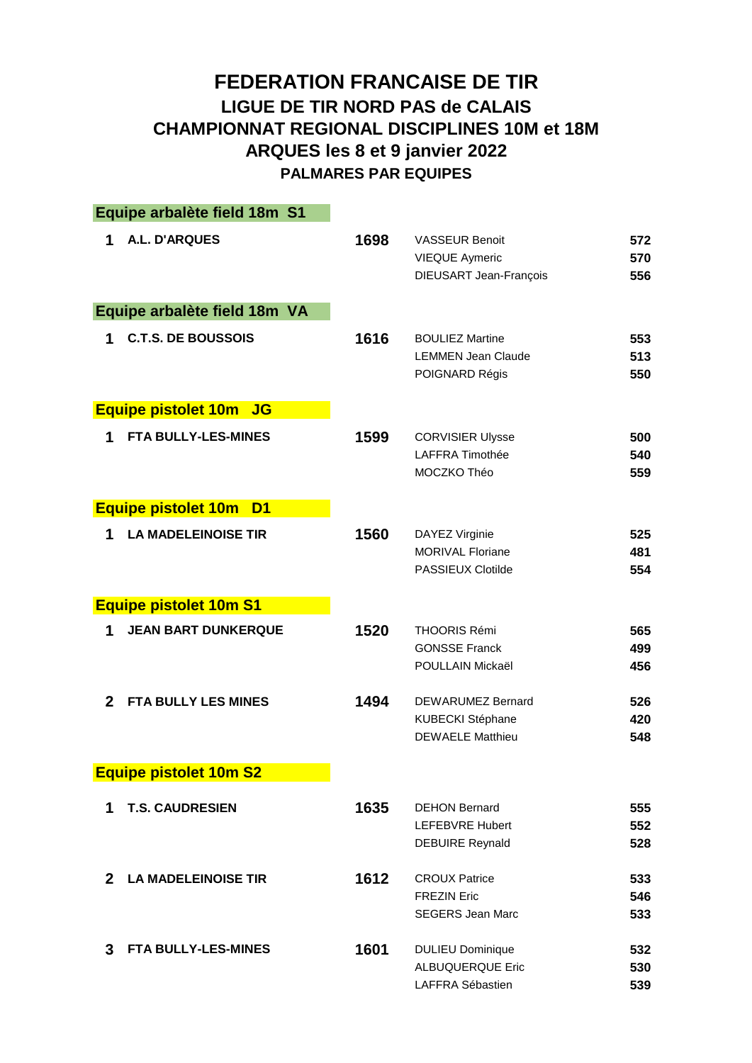# FEDERATION FRANCAISE DE TIR

## LIGUE DE TIR NORD PAS de CALAIS

## CHAMPIONNAT REGIONAL DISCIPLINES 10M et 18M

## ARQUES les 8 et 9 janvier 2022

### PALMARES PAR EQUIPES

### Equipe arbalète field 18m S1

| Rang | Club | Total | Tireur | Score |
|---|---|---|---|---|
| 1 | A.L. D'ARQUES | 1698 | VASSEUR Benoit | 572 |
| | | | VIEQUE Aymeric | 570 |
| | | | DIEUSART Jean-François | 556 |

### Equipe arbalète field 18m VA

| Rang | Club | Total | Tireur | Score |
|---|---|---|---|---|
| 1 | C.T.S. DE BOUSSOIS | 1616 | BOULIEZ Martine | 553 |
| | | | LEMMEN Jean Claude | 513 |
| | | | POIGNARD Régis | 550 |

### Equipe pistolet 10m JG

| Rang | Club | Total | Tireur | Score |
|---|---|---|---|---|
| 1 | FTA BULLY-LES-MINES | 1599 | CORVISIER Ulysse | 500 |
| | | | LAFFRA Timothée | 540 |
| | | | MOCZKO Théo | 559 |

### Equipe pistolet 10m D1

| Rang | Club | Total | Tireur | Score |
|---|---|---|---|---|
| 1 | LA MADELEINOISE TIR | 1560 | DAYEZ Virginie | 525 |
| | | | MORIVAL Floriane | 481 |
| | | | PASSIEUX Clotilde | 554 |

### Equipe pistolet 10m S1

| Rang | Club | Total | Tireur | Score |
|---|---|---|---|---|
| 1 | JEAN BART DUNKERQUE | 1520 | THOORIS Rémi | 565 |
| | | | GONSSE Franck | 499 |
| | | | POULLAIN Mickaël | 456 |
| 2 | FTA BULLY LES MINES | 1494 | DEWARUMEZ Bernard | 526 |
| | | | KUBECKI Stéphane | 420 |
| | | | DEWAELE Matthieu | 548 |

### Equipe pistolet 10m S2

| Rang | Club | Total | Tireur | Score |
|---|---|---|---|---|
| 1 | T.S. CAUDRESIEN | 1635 | DEHON Bernard | 555 |
| | | | LEFEBVRE Hubert | 552 |
| | | | DEBUIRE Reynald | 528 |
| 2 | LA MADELEINOISE TIR | 1612 | CROUX Patrice | 533 |
| | | | FREZIN Eric | 546 |
| | | | SEGERS Jean Marc | 533 |
| 3 | FTA BULLY-LES-MINES | 1601 | DULIEU Dominique | 532 |
| | | | ALBUQUERQUE Eric | 530 |
| | | | LAFFRA Sébastien | 539 |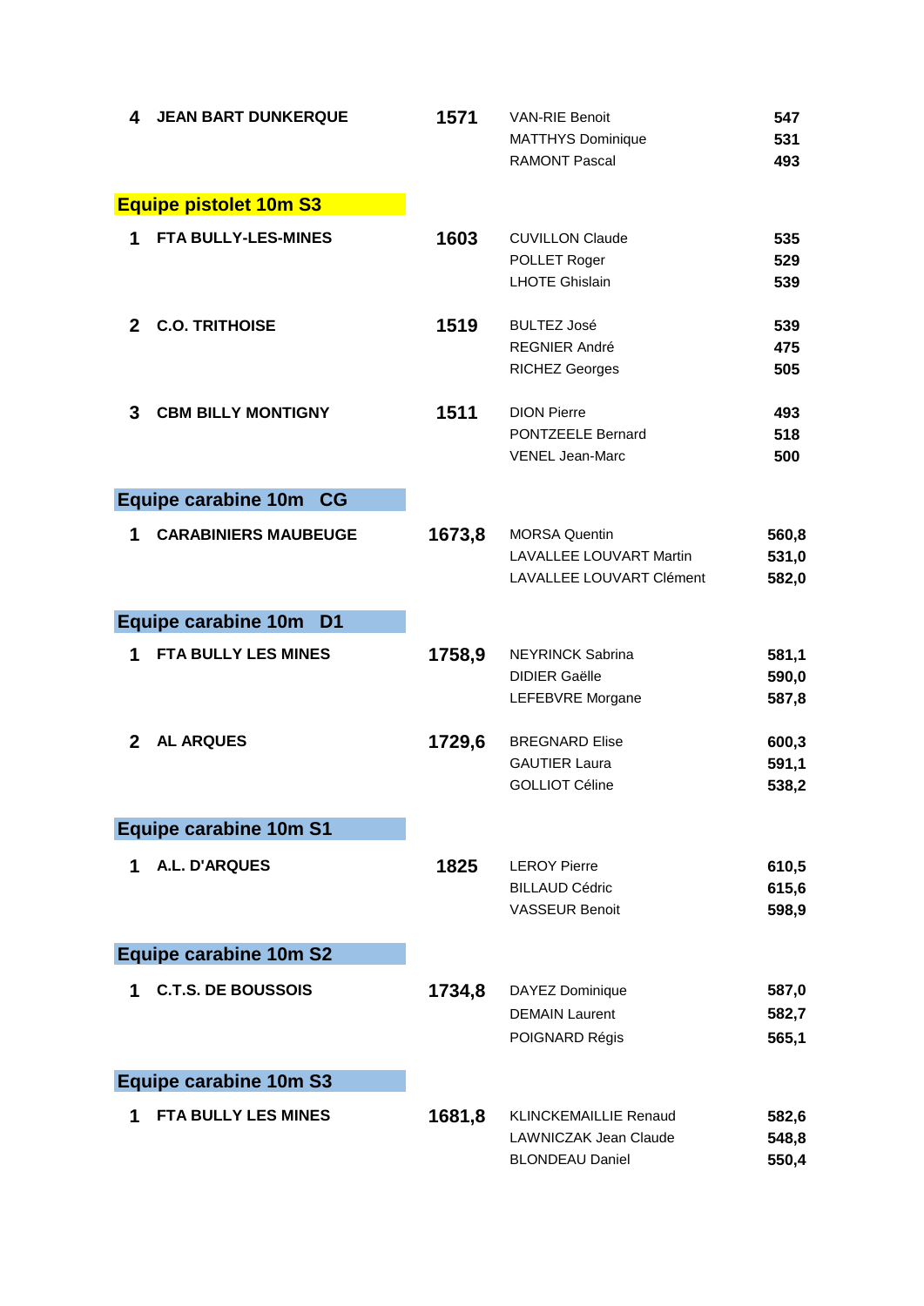| Rang | Club | Total | Tireur | Score |
|---|---|---|---|---|
| 4 | JEAN BART DUNKERQUE | 1571 | VAN-RIE Benoit | 547 |
| | | | MATTHYS Dominique | 531 |
| | | | RAMONT Pascal | 493 |

## Equipe pistolet 10m S3

| Rang | Club | Total | Tireur | Score |
|---|---|---|---|---|
| 1 | FTA BULLY-LES-MINES | 1603 | CUVILLON Claude | 535 |
| | | | POLLET Roger | 529 |
| | | | LHOTE Ghislain | 539 |
| 2 | C.O. TRITHOISE | 1519 | BULTEZ José | 539 |
| | | | REGNIER André | 475 |
| | | | RICHEZ Georges | 505 |
| 3 | CBM BILLY MONTIGNY | 1511 | DION Pierre | 493 |
| | | | PONTZEELE Bernard | 518 |
| | | | VENEL Jean-Marc | 500 |

## Equipe carabine 10m CG

| Rang | Club | Total | Tireur | Score |
|---|---|---|---|---|
| 1 | CARABINIERS MAUBEUGE | 1673,8 | MORSA Quentin | 560,8 |
| | | | LAVALLEE LOUVART Martin | 531,0 |
| | | | LAVALLEE LOUVART Clément | 582,0 |

## Equipe carabine 10m D1

| Rang | Club | Total | Tireur | Score |
|---|---|---|---|---|
| 1 | FTA BULLY LES MINES | 1758,9 | NEYRINCK Sabrina | 581,1 |
| | | | DIDIER Gaëlle | 590,0 |
| | | | LEFEBVRE Morgane | 587,8 |
| 2 | AL ARQUES | 1729,6 | BREGNARD Elise | 600,3 |
| | | | GAUTIER Laura | 591,1 |
| | | | GOLLIOT Céline | 538,2 |

## Equipe carabine 10m S1

| Rang | Club | Total | Tireur | Score |
|---|---|---|---|---|
| 1 | A.L. D'ARQUES | 1825 | LEROY Pierre | 610,5 |
| | | | BILLAUD Cédric | 615,6 |
| | | | VASSEUR Benoit | 598,9 |

## Equipe carabine 10m S2

| Rang | Club | Total | Tireur | Score |
|---|---|---|---|---|
| 1 | C.T.S. DE BOUSSOIS | 1734,8 | DAYEZ Dominique | 587,0 |
| | | | DEMAIN Laurent | 582,7 |
| | | | POIGNARD Régis | 565,1 |

## Equipe carabine 10m S3

| Rang | Club | Total | Tireur | Score |
|---|---|---|---|---|
| 1 | FTA BULLY LES MINES | 1681,8 | KLINCKEMAILLIE Renaud | 582,6 |
| | | | LAWNICZAK Jean Claude | 548,8 |
| | | | BLONDEAU Daniel | 550,4 |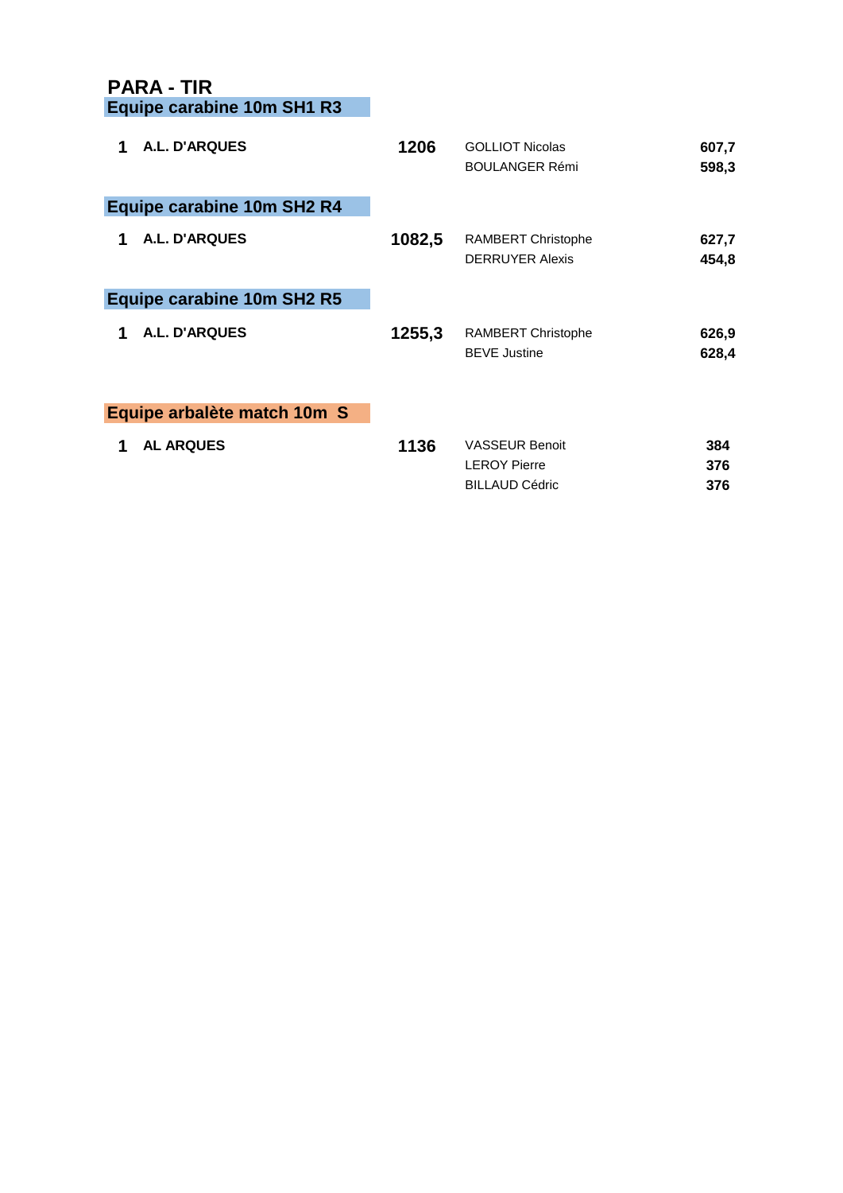## PARA - TIR

### Equipe carabine 10m SH1 R3

| | | | | |
|---|---|---|---|---|
| 1 | A.L. D'ARQUES | 1206 | GOLLIOT Nicolas | 607,7 |
| | | | BOULANGER Rémi | 598,3 |

### Equipe carabine 10m SH2 R4

| | | | | |
|---|---|---|---|---|
| 1 | A.L. D'ARQUES | 1082,5 | RAMBERT Christophe | 627,7 |
| | | | DERRUYER Alexis | 454,8 |

### Equipe carabine 10m SH2 R5

| | | | | |
|---|---|---|---|---|
| 1 | A.L. D'ARQUES | 1255,3 | RAMBERT Christophe | 626,9 |
| | | | BEVE Justine | 628,4 |

### Equipe arbalète match 10m S

| | | | | |
|---|---|---|---|---|
| 1 | AL ARQUES | 1136 | VASSEUR Benoit | 384 |
| | | | LEROY Pierre | 376 |
| | | | BILLAUD Cédric | 376 |